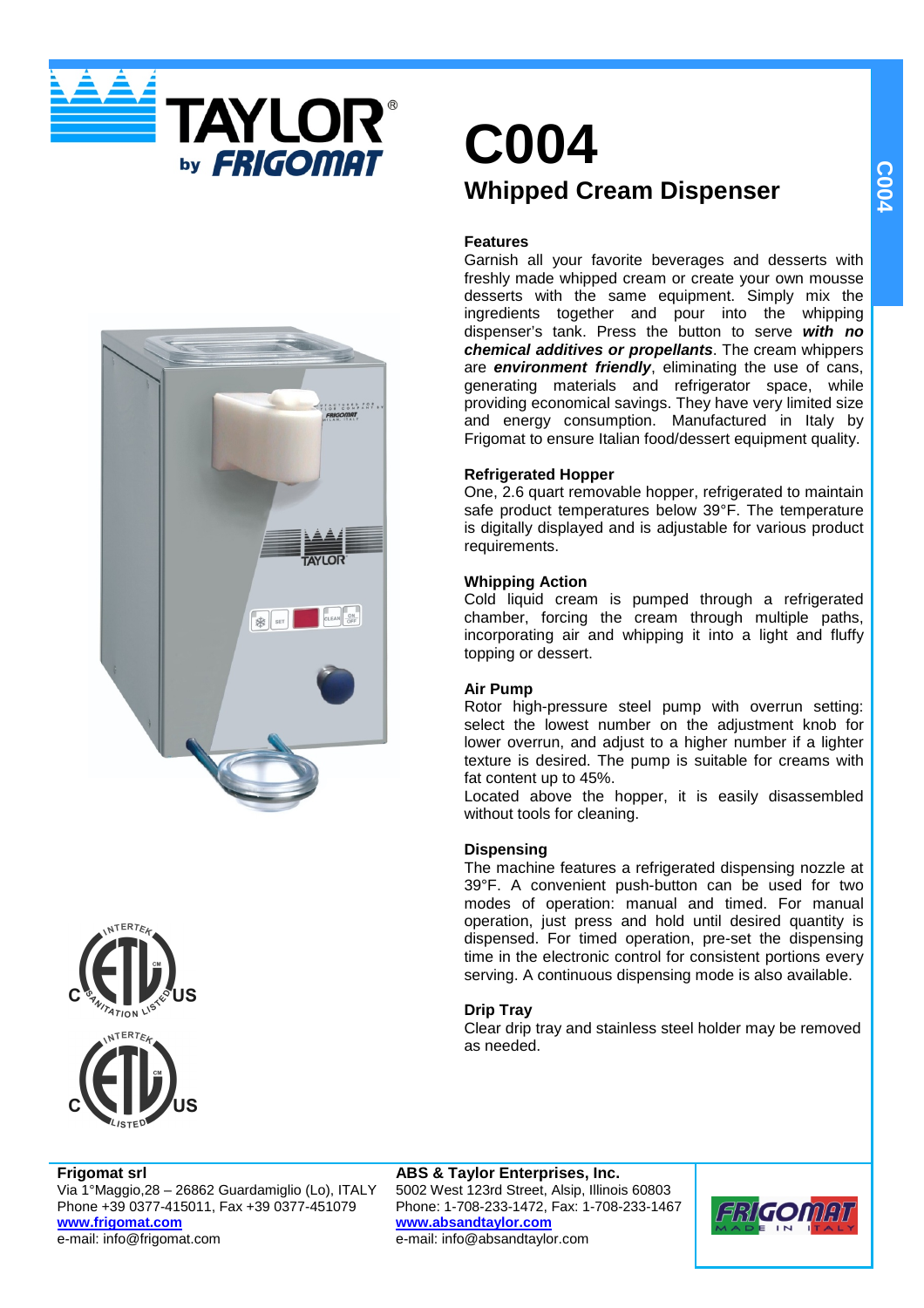# C004

## Whipped Cream Dispenser

### Features

Garnish all your favorite beverages and desserts with freshly made whipped cream or create your own mousse desserts with the same equipment. Simply mix the ingredients together and pour into the whipping dispenser's tank. Press the button to serve ***with no chemical additives or propellants***. The cream whippers are ***environment friendly***, eliminating the use of cans, generating materials and refrigerator space, while providing economical savings. They have very limited size and energy consumption. Manufactured in Italy by Frigomat to ensure Italian food/dessert equipment quality.

### Refrigerated Hopper

One, 2.6 quart removable hopper, refrigerated to maintain safe product temperatures below 39°F. The temperature is digitally displayed and is adjustable for various product requirements.

### Whipping Action

Cold liquid cream is pumped through a refrigerated chamber, forcing the cream through multiple paths, incorporating air and whipping it into a light and fluffy topping or dessert.

### Air Pump

Rotor high-pressure steel pump with overrun setting: select the lowest number on the adjustment knob for lower overrun, and adjust to a higher number if a lighter texture is desired. The pump is suitable for creams with fat content up to 45%.

Located above the hopper, it is easily disassembled without tools for cleaning.

### Dispensing

The machine features a refrigerated dispensing nozzle at 39°F. A convenient push-button can be used for two modes of operation: manual and timed. For manual operation, just press and hold until desired quantity is dispensed. For timed operation, pre-set the dispensing time in the electronic control for consistent portions every serving. A continuous dispensing mode is also available.

### Drip Tray

Clear drip tray and stainless steel holder may be removed as needed.

---

**Frigomat srl**
Via 1°Maggio,28 – 26862 Guardamiglio (Lo), ITALY
Phone +39 0377-415011, Fax +39 0377-451079
**www.frigomat.com**
e-mail: info@frigomat.com

**ABS & Taylor Enterprises, Inc.**
5002 West 123rd Street, Alsip, Illinois 60803
Phone: 1-708-233-1472, Fax: 1-708-233-1467
**www.absandtaylor.com**
e-mail: info@absandtaylor.com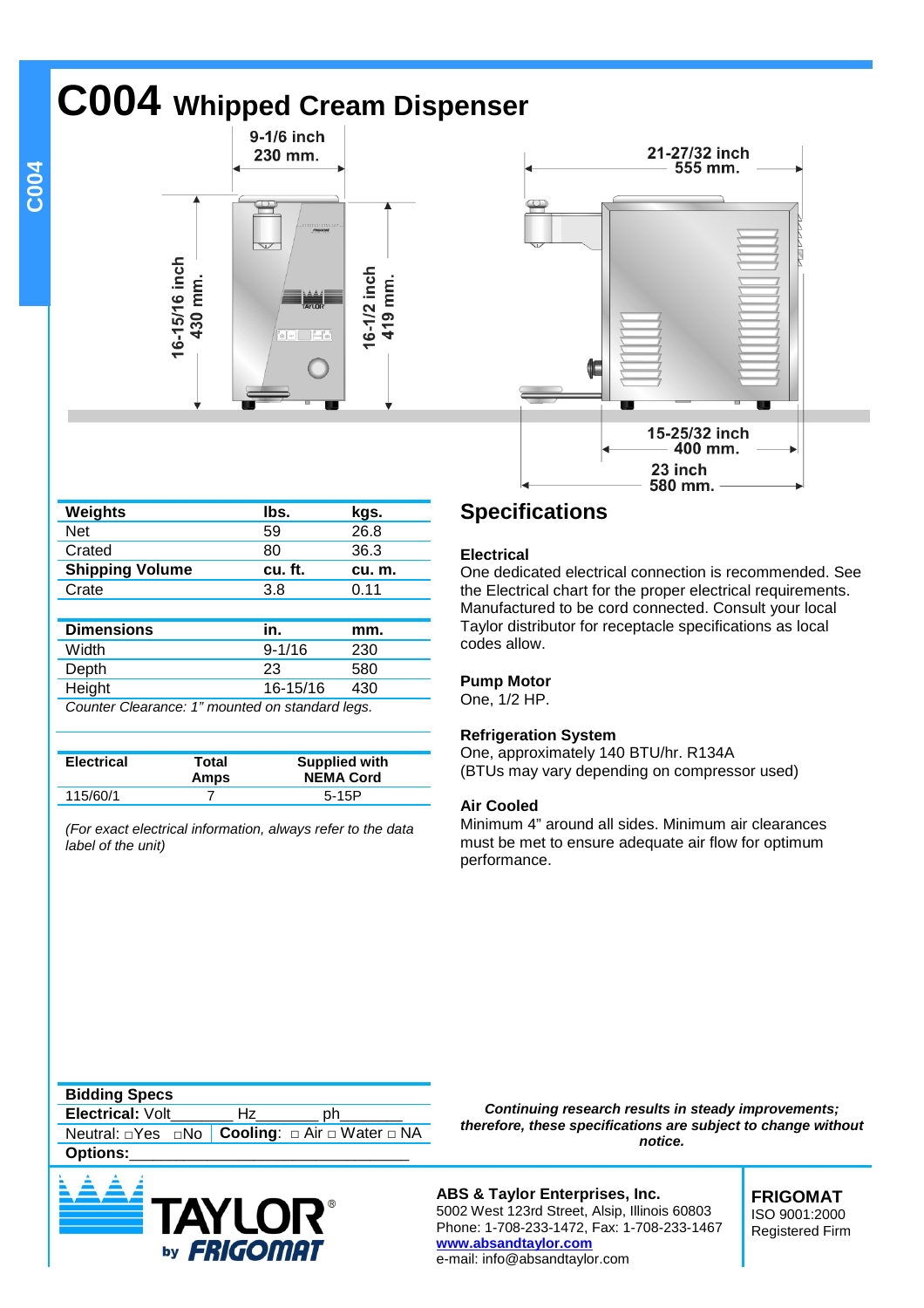# C004 Whipped Cream Dispenser

9-1/6 inch
230 mm.

16-15/16 inch
430 mm.

16-1/2 inch
419 mm.

21-27/32 inch
555 mm.

15-25/32 inch
400 mm.

23 inch
580 mm.

| Weights | lbs. | kgs. |
|---|---|---|
| Net | 59 | 26.8 |
| Crated | 80 | 36.3 |
| **Shipping Volume** | **cu. ft.** | **cu. m.** |
| Crate | 3.8 | 0.11 |

| Dimensions | in. | mm. |
|---|---|---|
| Width | 9-1/16 | 230 |
| Depth | 23 | 580 |
| Height | 16-15/16 | 430 |

*Counter Clearance: 1" mounted on standard legs.*

| Electrical | Total Amps | Supplied with NEMA Cord |
|---|---|---|
| 115/60/1 | 7 | 5-15P |

*(For exact electrical information, always refer to the data label of the unit)*

## Specifications

**Electrical**
One dedicated electrical connection is recommended. See the Electrical chart for the proper electrical requirements. Manufactured to be cord connected. Consult your local Taylor distributor for receptacle specifications as local codes allow.

**Pump Motor**
One, 1/2 HP.

**Refrigeration System**
One, approximately 140 BTU/hr. R134A
(BTUs may vary depending on compressor used)

**Air Cooled**
Minimum 4" around all sides. Minimum air clearances must be met to ensure adequate air flow for optimum performance.

**Bidding Specs**
**Electrical:** Volt________ Hz________ ph________
Neutral: □Yes □No | **Cooling**: □ Air □ Water □ NA
**Options:**________________________________

***Continuing research results in steady improvements; therefore, these specifications are subject to change without notice.***

TAYLOR® by FRIGOMAT

**ABS & Taylor Enterprises, Inc.**
5002 West 123rd Street, Alsip, Illinois 60803
Phone: 1-708-233-1472, Fax: 1-708-233-1467
www.absandtaylor.com
e-mail: info@absandtaylor.com

**FRIGOMAT**
ISO 9001:2000
Registered Firm